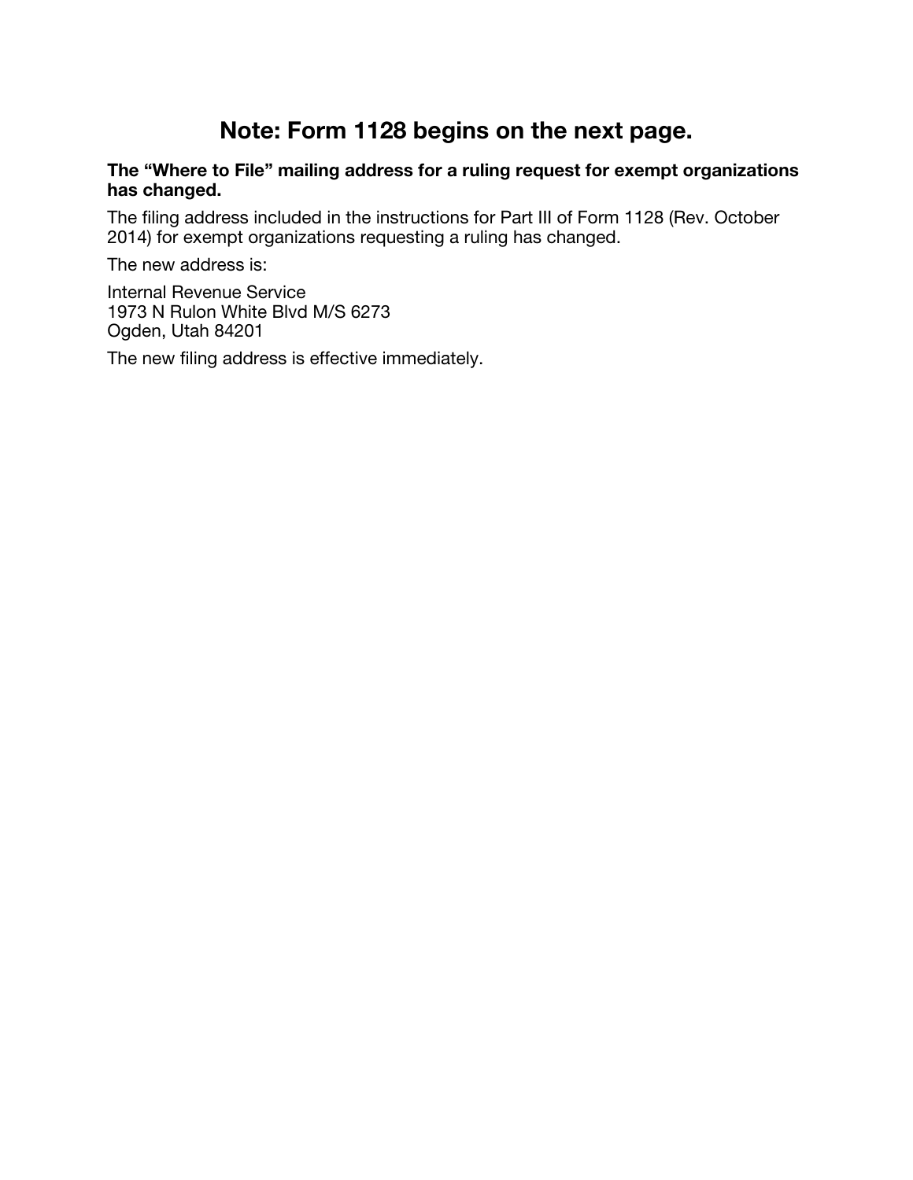# Note: Form 1128 begins on the next page.

**The “Where to File” mailing address for a ruling request for exempt organizations has changed.**

The filing address included in the instructions for Part III of Form 1128 (Rev. October 2014) for exempt organizations requesting a ruling has changed.

The new address is:

Internal Revenue Service
1973 N Rulon White Blvd M/S 6273
Ogden, Utah 84201

The new filing address is effective immediately.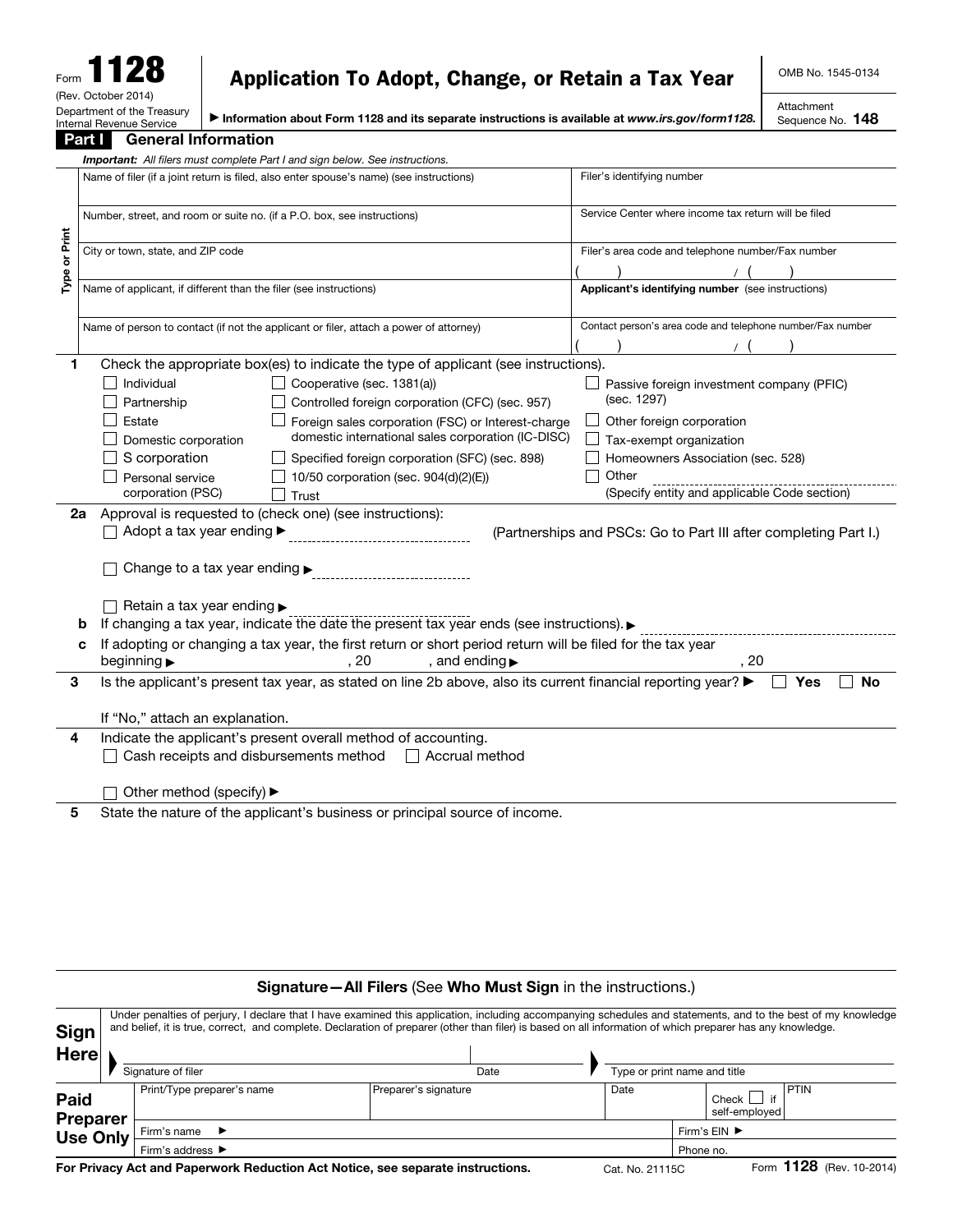Form **1128**
(Rev. October 2014)
Department of the Treasury
Internal Revenue Service

# Application To Adopt, Change, or Retain a Tax Year

▶ Information about Form 1128 and its separate instructions is available at *www.irs.gov/form1128.*

OMB No. 1545-0134

Attachment Sequence No. **148**

## Part I General Information

***Important:*** *All filers must complete Part I and sign below. See instructions.*

| Type or Print | |
|---|---|
| Name of filer (if a joint return is filed, also enter spouse's name) (see instructions) | Filer's identifying number |
| Number, street, and room or suite no. (if a P.O. box, see instructions) | Service Center where income tax return will be filed |
| City or town, state, and ZIP code | Filer's area code and telephone number/Fax number ( ) / ( ) |
| Name of applicant, if different than the filer (see instructions) | **Applicant's identifying number** (see instructions) |
| Name of person to contact (if not the applicant or filer, attach a power of attorney) | Contact person's area code and telephone number/Fax number ( ) / ( ) |

**1** Check the appropriate box(es) to indicate the type of applicant (see instructions).

- ☐ Individual
- ☐ Partnership
- ☐ Estate
- ☐ Domestic corporation
- ☐ S corporation
- ☐ Personal service corporation (PSC)
- ☐ Cooperative (sec. 1381(a))
- ☐ Controlled foreign corporation (CFC) (sec. 957)
- ☐ Foreign sales corporation (FSC) or Interest-charge domestic international sales corporation (IC-DISC)
- ☐ Specified foreign corporation (SFC) (sec. 898)
- ☐ 10/50 corporation (sec. 904(d)(2)(E))
- ☐ Trust
- ☐ Passive foreign investment company (PFIC) (sec. 1297)
- ☐ Other foreign corporation
- ☐ Tax-exempt organization
- ☐ Homeowners Association (sec. 528)
- ☐ Other ____________ (Specify entity and applicable Code section)

**2a** Approval is requested to (check one) (see instructions):

☐ Adopt a tax year ending ▶ ____________ (Partnerships and PSCs: Go to Part III after completing Part I.)

☐ Change to a tax year ending ▶ ____________

☐ Retain a tax year ending ▶ ____________

**b** If changing a tax year, indicate the date the present tax year ends (see instructions). ▶ ____________

**c** If adopting or changing a tax year, the first return or short period return will be filed for the tax year beginning ▶ ____________ , 20 ____ , and ending ▶ ____________ , 20 ____

**3** Is the applicant's present tax year, as stated on line 2b above, also its current financial reporting year? ▶ ☐ **Yes** ☐ **No**

If "No," attach an explanation.

**4** Indicate the applicant's present overall method of accounting.

☐ Cash receipts and disbursements method ☐ Accrual method

☐ Other method (specify) ▶

**5** State the nature of the applicant's business or principal source of income.

### Signature—All Filers (See Who Must Sign in the instructions.)

**Sign Here**

Under penalties of perjury, I declare that I have examined this application, including accompanying schedules and statements, and to the best of my knowledge and belief, it is true, correct, and complete. Declaration of preparer (other than filer) is based on all information of which preparer has any knowledge.

| Signature of filer | Date | Type or print name and title |
|---|---|---|
| | | |

**Paid Preparer Use Only**

| Print/Type preparer's name | Preparer's signature | Date | Check ☐ if self-employed | PTIN |
|---|---|---|---|---|
| Firm's name ▶ | | | Firm's EIN ▶ | |
| Firm's address ▶ | | | Phone no. | |

**For Privacy Act and Paperwork Reduction Act Notice, see separate instructions.** Cat. No. 21115C Form **1128** (Rev. 10-2014)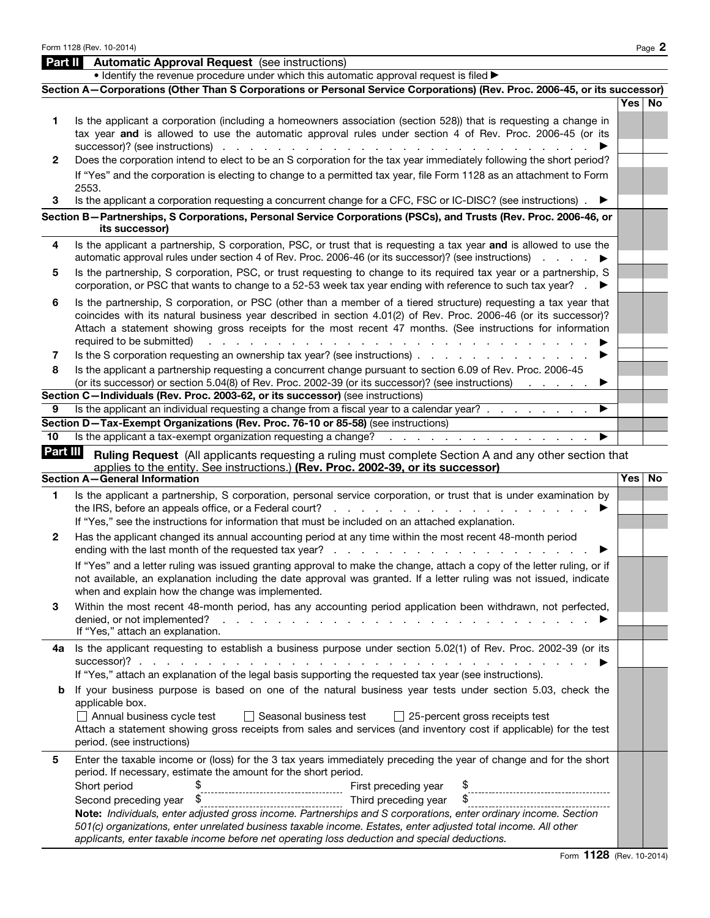## Part II — Automatic Approval Request (see instructions)

• Identify the revenue procedure under which this automatic approval request is filed ▶

### Section A—Corporations (Other Than S Corporations or Personal Service Corporations) (Rev. Proc. 2006-45, or its successor)

| | | Yes | No |
|---|---|---|---|
| 1 | Is the applicant a corporation (including a homeowners association (section 528)) that is requesting a change in tax year **and** is allowed to use the automatic approval rules under section 4 of Rev. Proc. 2006-45 (or its successor)? (see instructions) ▶ | | |
| 2 | Does the corporation intend to elect to be an S corporation for the tax year immediately following the short period? If "Yes" and the corporation is electing to change to a permitted tax year, file Form 1128 as an attachment to Form 2553. | | |
| 3 | Is the applicant a corporation requesting a concurrent change for a CFC, FSC or IC-DISC? (see instructions) ▶ | | |

### Section B—Partnerships, S Corporations, Personal Service Corporations (PSCs), and Trusts (Rev. Proc. 2006-46, or its successor)

| | | Yes | No |
|---|---|---|---|
| 4 | Is the applicant a partnership, S corporation, PSC, or trust that is requesting a tax year **and** is allowed to use the automatic approval rules under section 4 of Rev. Proc. 2006-46 (or its successor)? (see instructions) ▶ | | |
| 5 | Is the partnership, S corporation, PSC, or trust requesting to change to its required tax year or a partnership, S corporation, or PSC that wants to change to a 52-53 week tax year ending with reference to such tax year? ▶ | | |
| 6 | Is the partnership, S corporation, or PSC (other than a member of a tiered structure) requesting a tax year that coincides with its natural business year described in section 4.01(2) of Rev. Proc. 2006-46 (or its successor)? Attach a statement showing gross receipts for the most recent 47 months. (See instructions for information required to be submitted) ▶ | | |
| 7 | Is the S corporation requesting an ownership tax year? (see instructions) ▶ | | |
| 8 | Is the applicant a partnership requesting a concurrent change pursuant to section 6.09 of Rev. Proc. 2006-45 (or its successor) or section 5.04(8) of Rev. Proc. 2002-39 (or its successor)? (see instructions) ▶ | | |

### Section C—Individuals (Rev. Proc. 2003-62, or its successor) (see instructions)

| | | Yes | No |
|---|---|---|---|
| 9 | Is the applicant an individual requesting a change from a fiscal year to a calendar year? ▶ | | |

### Section D—Tax-Exempt Organizations (Rev. Proc. 76-10 or 85-58) (see instructions)

| | | Yes | No |
|---|---|---|---|
| 10 | Is the applicant a tax-exempt organization requesting a change? ▶ | | |

## Part III — Ruling Request (All applicants requesting a ruling must complete Section A and any other section that applies to the entity. See instructions.) (Rev. Proc. 2002-39, or its successor)

### Section A—General Information

| | | Yes | No |
|---|---|---|---|
| 1 | Is the applicant a partnership, S corporation, personal service corporation, or trust that is under examination by the IRS, before an appeals office, or a Federal court? ▶ If "Yes," see the instructions for information that must be included on an attached explanation. | | |
| 2 | Has the applicant changed its annual accounting period at any time within the most recent 48-month period ending with the last month of the requested tax year? ▶ If "Yes" and a letter ruling was issued granting approval to make the change, attach a copy of the letter ruling, or if not available, an explanation including the date approval was granted. If a letter ruling was not issued, indicate when and explain how the change was implemented. | | |
| 3 | Within the most recent 48-month period, has any accounting period application been withdrawn, not perfected, denied, or not implemented? ▶ If "Yes," attach an explanation. | | |
| 4a | Is the applicant requesting to establish a business purpose under section 5.02(1) of Rev. Proc. 2002-39 (or its successor)? ▶ If "Yes," attach an explanation of the legal basis supporting the requested tax year (see instructions). | | |
| b | If your business purpose is based on one of the natural business year tests under section 5.03, check the applicable box. ☐ Annual business cycle test ☐ Seasonal business test ☐ 25-percent gross receipts test. Attach a statement showing gross receipts from sales and services (and inventory cost if applicable) for the test period. (see instructions) | | |
| 5 | Enter the taxable income or (loss) for the 3 tax years immediately preceding the year of change and for the short period. If necessary, estimate the amount for the short period. | | |

Short period $ ____________ First preceding year $ ____________

Second preceding year $ ____________ Third preceding year $ ____________

**Note:** *Individuals, enter adjusted gross income. Partnerships and S corporations, enter ordinary income. Section 501(c) organizations, enter unrelated business taxable income. Estates, enter adjusted total income. All other applicants, enter taxable income before net operating loss deduction and special deductions.*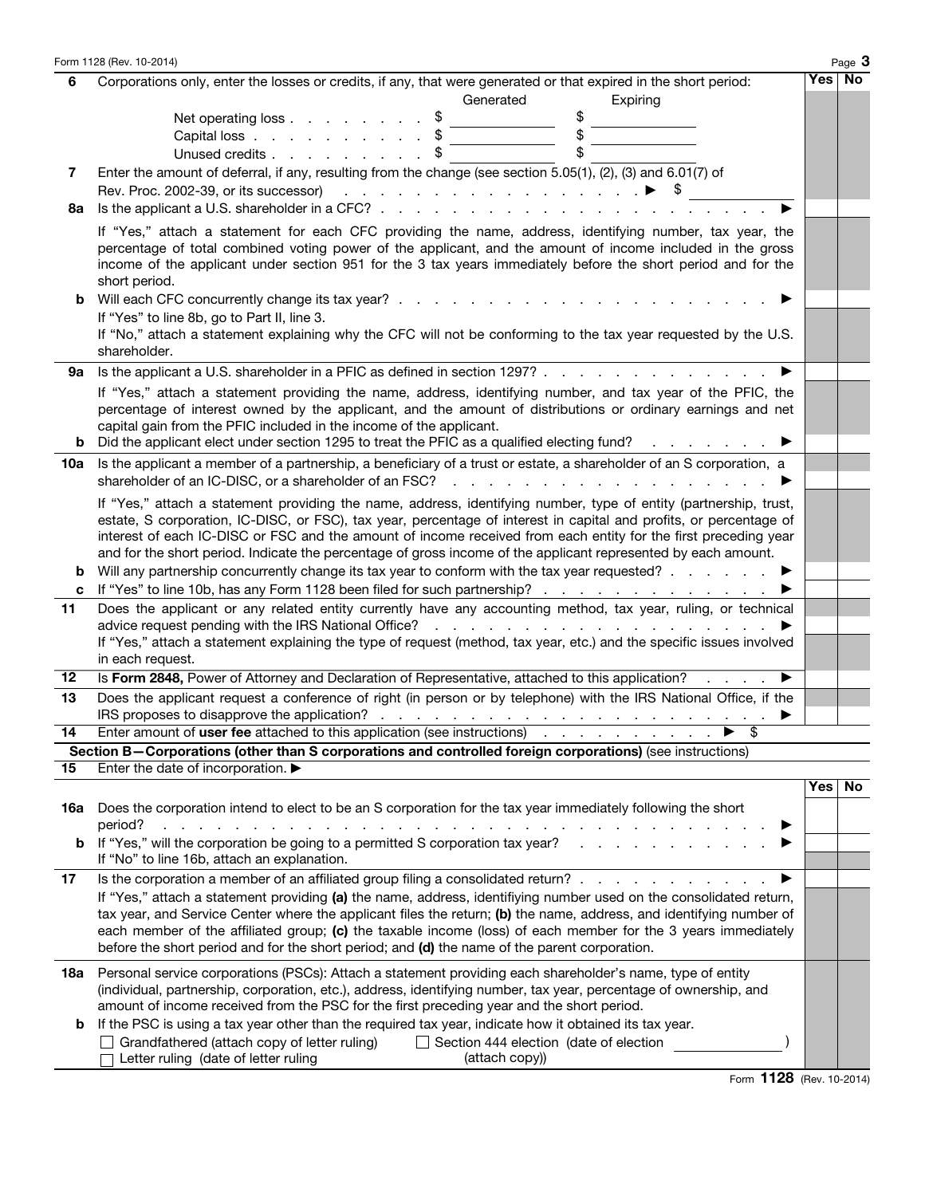| | | Yes | No |
|---|---|---|---|
| **6** | Corporations only, enter the losses or credits, if any, that were generated or that expired in the short period: | | |
| | Generated / Expiring | | |
| | Net operating loss . . . . . . . . $ ______ $ ______ | | |
| | Capital loss . . . . . . . . . . $ ______ $ ______ | | |
| | Unused credits . . . . . . . . . $ ______ $ ______ | | |
| **7** | Enter the amount of deferral, if any, resulting from the change (see section 5.05(1), (2), (3) and 6.01(7) of Rev. Proc. 2002-39, or its successor) . . . . . . . . . . . . . . . . . . . ▶ $ ______ | | |
| **8a** | Is the applicant a U.S. shareholder in a CFC? . . . . . . . . . . . . . . . . . . . . . . . . . ▶ | | |
| | If "Yes," attach a statement for each CFC providing the name, address, identifying number, tax year, the percentage of total combined voting power of the applicant, and the amount of income included in the gross income of the applicant under section 951 for the 3 tax years immediately before the short period and for the short period. | | |
| **b** | Will each CFC concurrently change its tax year? . . . . . . . . . . . . . . . . . . . . . . . ▶ | | |
| | If "Yes" to line 8b, go to Part II, line 3. If "No," attach a statement explaining why the CFC will not be conforming to the tax year requested by the U.S. shareholder. | | |
| **9a** | Is the applicant a U.S. shareholder in a PFIC as defined in section 1297? . . . . . . . . . . . . . . ▶ | | |
| | If "Yes," attach a statement providing the name, address, identifying number, and tax year of the PFIC, the percentage of interest owned by the applicant, and the amount of distributions or ordinary earnings and net capital gain from the PFIC included in the income of the applicant. | | |
| **b** | Did the applicant elect under section 1295 to treat the PFIC as a qualified electing fund? . . . . . . . . ▶ | | |
| **10a** | Is the applicant a member of a partnership, a beneficiary of a trust or estate, a shareholder of an S corporation, a shareholder of an IC-DISC, or a shareholder of an FSC? . . . . . . . . . . . . . . . . . . . ▶ | | |
| | If "Yes," attach a statement providing the name, address, identifying number, type of entity (partnership, trust, estate, S corporation, IC-DISC, or FSC), tax year, percentage of interest in capital and profits, or percentage of interest of each IC-DISC or FSC and the amount of income received from each entity for the first preceding year and for the short period. Indicate the percentage of gross income of the applicant represented by each amount. | | |
| **b** | Will any partnership concurrently change its tax year to conform with the tax year requested? . . . . . . ▶ | | |
| **c** | If "Yes" to line 10b, has any Form 1128 been filed for such partnership? . . . . . . . . . . . . . . ▶ | | |
| **11** | Does the applicant or any related entity currently have any accounting method, tax year, ruling, or technical advice request pending with the IRS National Office? . . . . . . . . . . . . . . . . . . . . ▶ | | |
| | If "Yes," attach a statement explaining the type of request (method, tax year, etc.) and the specific issues involved in each request. | | |
| **12** | Is **Form 2848,** Power of Attorney and Declaration of Representative, attached to this application? . . . . ▶ | | |
| **13** | Does the applicant request a conference of right (in person or by telephone) with the IRS National Office, if the IRS proposes to disapprove the application? . . . . . . . . . . . . . . . . . . . . . . ▶ | | |
| **14** | Enter amount of **user fee** attached to this application (see instructions) . . . . . . . . . . . . ▶ $ | | |

**Section B—Corporations (other than S corporations and controlled foreign corporations)** (see instructions)

| | | Yes | No |
|---|---|---|---|
| **15** | Enter the date of incorporation. ▶ | | |
| **16a** | Does the corporation intend to elect to be an S corporation for the tax year immediately following the short period? . . . . . . . . . . . . . . . . . . . . . . . . . . . . . . . . . . ▶ | | |
| **b** | If "Yes," will the corporation be going to a permitted S corporation tax year? . . . . . . . . . . . . ▶ | | |
| | If "No" to line 16b, attach an explanation. | | |
| **17** | Is the corporation a member of an affiliated group filing a consolidated return? . . . . . . . . . . . . ▶ | | |
| | If "Yes," attach a statement providing **(a)** the name, address, identifying number used on the consolidated return, tax year, and Service Center where the applicant files the return; **(b)** the name, address, and identifying number of each member of the affiliated group; **(c)** the taxable income (loss) of each member for the 3 years immediately before the short period and for the short period; and **(d)** the name of the parent corporation. | | |
| **18a** | Personal service corporations (PSCs): Attach a statement providing each shareholder's name, type of entity (individual, partnership, corporation, etc.), address, identifying number, tax year, percentage of ownership, and amount of income received from the PSC for the first preceding year and the short period. | | |
| **b** | If the PSC is using a tax year other than the required tax year, indicate how it obtained its tax year. | | |
| | ☐ Grandfathered (attach copy of letter ruling) ☐ Section 444 election (date of election ______ ) | | |
| | ☐ Letter ruling (date of letter ruling (attach copy)) | | |

Form **1128** (Rev. 10-2014)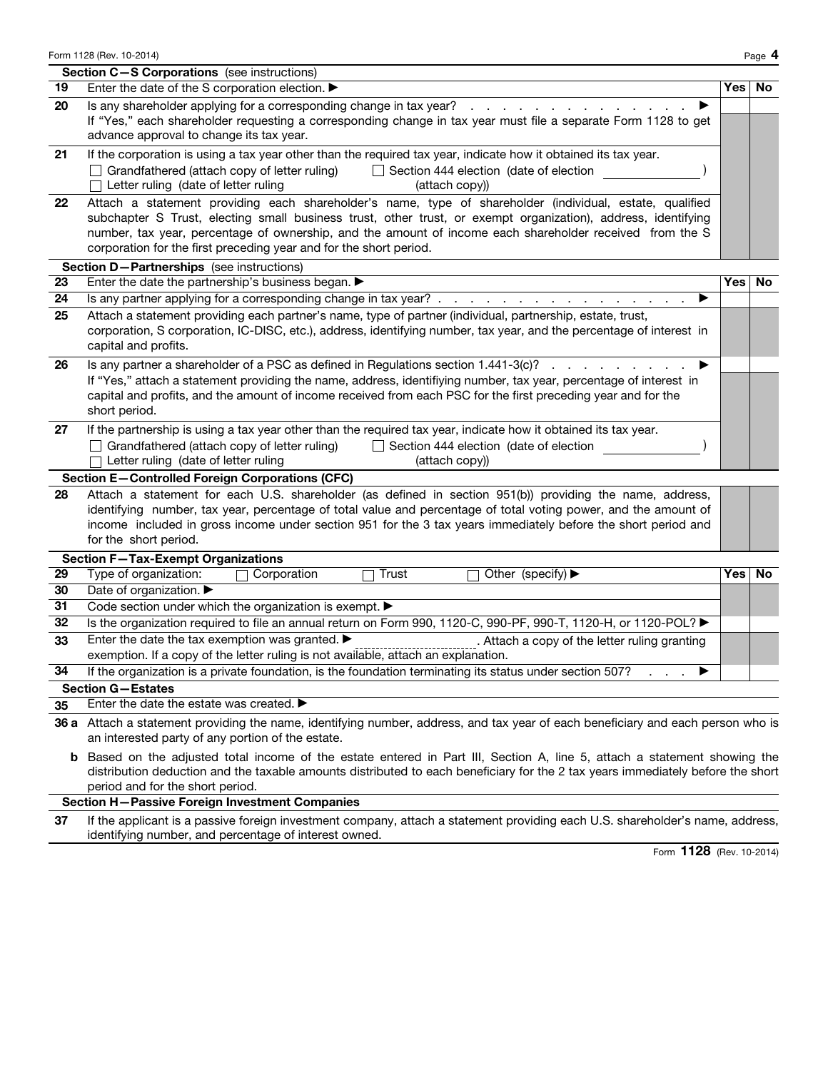## Section C—S Corporations (see instructions)

| | | Yes | No |
|---|---|---|---|
| 19 | Enter the date of the S corporation election. ▶ | | |
| 20 | Is any shareholder applying for a corresponding change in tax year? . . . . . . . . . . . . . . . . ▶<br>If "Yes," each shareholder requesting a corresponding change in tax year must file a separate Form 1128 to get advance approval to change its tax year. | | |
| 21 | If the corporation is using a tax year other than the required tax year, indicate how it obtained its tax year.<br>☐ Grandfathered (attach copy of letter ruling) ☐ Section 444 election (date of election ____________ )<br>☐ Letter ruling (date of letter ruling (attach copy)) | | |
| 22 | Attach a statement providing each shareholder's name, type of shareholder (individual, estate, qualified subchapter S Trust, electing small business trust, other trust, or exempt organization), address, identifying number, tax year, percentage of ownership, and the amount of income each shareholder received from the S corporation for the first preceding year and for the short period. | | |

## Section D—Partnerships (see instructions)

| | | Yes | No |
|---|---|---|---|
| 23 | Enter the date the partnership's business began. ▶ | | |
| 24 | Is any partner applying for a corresponding change in tax year? . . . . . . . . . . . . . . . . . . . ▶ | | |
| 25 | Attach a statement providing each partner's name, type of partner (individual, partnership, estate, trust, corporation, S corporation, IC-DISC, etc.), address, identifying number, tax year, and the percentage of interest in capital and profits. | | |
| 26 | Is any partner a shareholder of a PSC as defined in Regulations section 1.441-3(c)? . . . . . . . . . . . ▶<br>If "Yes," attach a statement providing the name, address, identifiying number, tax year, percentage of interest in capital and profits, and the amount of income received from each PSC for the first preceding year and for the short period. | | |
| 27 | If the partnership is using a tax year other than the required tax year, indicate how it obtained its tax year.<br>☐ Grandfathered (attach copy of letter ruling) ☐ Section 444 election (date of election ____________ )<br>☐ Letter ruling (date of letter ruling (attach copy)) | | |

## Section E—Controlled Foreign Corporations (CFC)

| | | | |
|---|---|---|---|
| 28 | Attach a statement for each U.S. shareholder (as defined in section 951(b)) providing the name, address, identifying number, tax year, percentage of total value and percentage of total voting power, and the amount of income included in gross income under section 951 for the 3 tax years immediately before the short period and for the short period. | | |

## Section F—Tax-Exempt Organizations

| | | Yes | No |
|---|---|---|---|
| 29 | Type of organization: ☐ Corporation ☐ Trust ☐ Other (specify) ▶ | | |
| 30 | Date of organization. ▶ | | |
| 31 | Code section under which the organization is exempt. ▶ | | |
| 32 | Is the organization required to file an annual return on Form 990, 1120-C, 990-PF, 990-T, 1120-H, or 1120-POL? ▶ | | |
| 33 | Enter the date the tax exemption was granted. ▶ ____________ . Attach a copy of the letter ruling granting exemption. If a copy of the letter ruling is not available, attach an explanation. | | |
| 34 | If the organization is a private foundation, is the foundation terminating its status under section 507? . . . ▶ | | |

## Section G—Estates

**35** Enter the date the estate was created. ▶

**36 a** Attach a statement providing the name, identifying number, address, and tax year of each beneficiary and each person who is an interested party of any portion of the estate.

**b** Based on the adjusted total income of the estate entered in Part III, Section A, line 5, attach a statement showing the distribution deduction and the taxable amounts distributed to each beneficiary for the 2 tax years immediately before the short period and for the short period.

## Section H—Passive Foreign Investment Companies

**37** If the applicant is a passive foreign investment company, attach a statement providing each U.S. shareholder's name, address, identifying number, and percentage of interest owned.